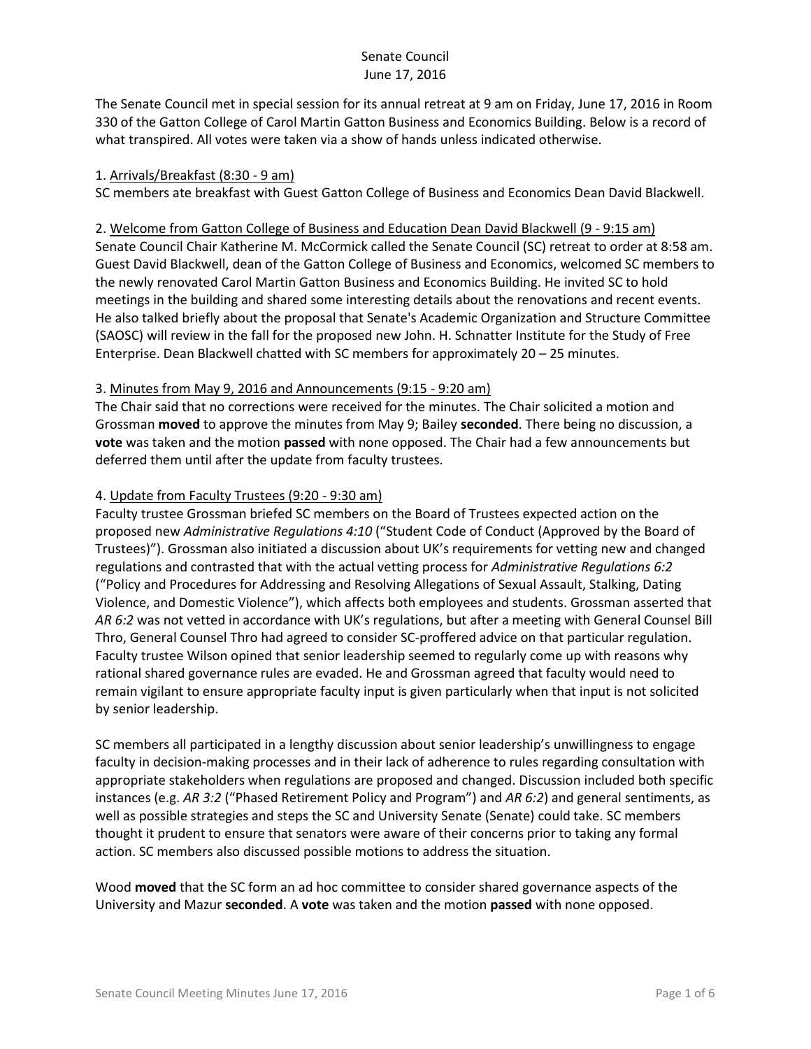Senate Council
June 17, 2016

The Senate Council met in special session for its annual retreat at 9 am on Friday, June 17, 2016 in Room 330 of the Gatton College of Carol Martin Gatton Business and Economics Building. Below is a record of what transpired. All votes were taken via a show of hands unless indicated otherwise.

1. Arrivals/Breakfast (8:30 - 9 am)
SC members ate breakfast with Guest Gatton College of Business and Economics Dean David Blackwell.

2. Welcome from Gatton College of Business and Education Dean David Blackwell (9 - 9:15 am)
Senate Council Chair Katherine M. McCormick called the Senate Council (SC) retreat to order at 8:58 am. Guest David Blackwell, dean of the Gatton College of Business and Economics, welcomed SC members to the newly renovated Carol Martin Gatton Business and Economics Building. He invited SC to hold meetings in the building and shared some interesting details about the renovations and recent events. He also talked briefly about the proposal that Senate's Academic Organization and Structure Committee (SAOSC) will review in the fall for the proposed new John. H. Schnatter Institute for the Study of Free Enterprise. Dean Blackwell chatted with SC members for approximately 20 – 25 minutes.

3. Minutes from May 9, 2016 and Announcements (9:15 - 9:20 am)
The Chair said that no corrections were received for the minutes. The Chair solicited a motion and Grossman **moved** to approve the minutes from May 9; Bailey **seconded**. There being no discussion, a **vote** was taken and the motion **passed** with none opposed. The Chair had a few announcements but deferred them until after the update from faculty trustees.

4. Update from Faculty Trustees (9:20 - 9:30 am)
Faculty trustee Grossman briefed SC members on the Board of Trustees expected action on the proposed new *Administrative Regulations 4:10* ("Student Code of Conduct (Approved by the Board of Trustees)"). Grossman also initiated a discussion about UK's requirements for vetting new and changed regulations and contrasted that with the actual vetting process for *Administrative Regulations 6:2* ("Policy and Procedures for Addressing and Resolving Allegations of Sexual Assault, Stalking, Dating Violence, and Domestic Violence"), which affects both employees and students. Grossman asserted that *AR 6:2* was not vetted in accordance with UK's regulations, but after a meeting with General Counsel Bill Thro, General Counsel Thro had agreed to consider SC-proffered advice on that particular regulation. Faculty trustee Wilson opined that senior leadership seemed to regularly come up with reasons why rational shared governance rules are evaded. He and Grossman agreed that faculty would need to remain vigilant to ensure appropriate faculty input is given particularly when that input is not solicited by senior leadership.

SC members all participated in a lengthy discussion about senior leadership's unwillingness to engage faculty in decision-making processes and in their lack of adherence to rules regarding consultation with appropriate stakeholders when regulations are proposed and changed. Discussion included both specific instances (e.g. *AR 3:2* ("Phased Retirement Policy and Program") and *AR 6:2*) and general sentiments, as well as possible strategies and steps the SC and University Senate (Senate) could take. SC members thought it prudent to ensure that senators were aware of their concerns prior to taking any formal action. SC members also discussed possible motions to address the situation.

Wood **moved** that the SC form an ad hoc committee to consider shared governance aspects of the University and Mazur **seconded**. A **vote** was taken and the motion **passed** with none opposed.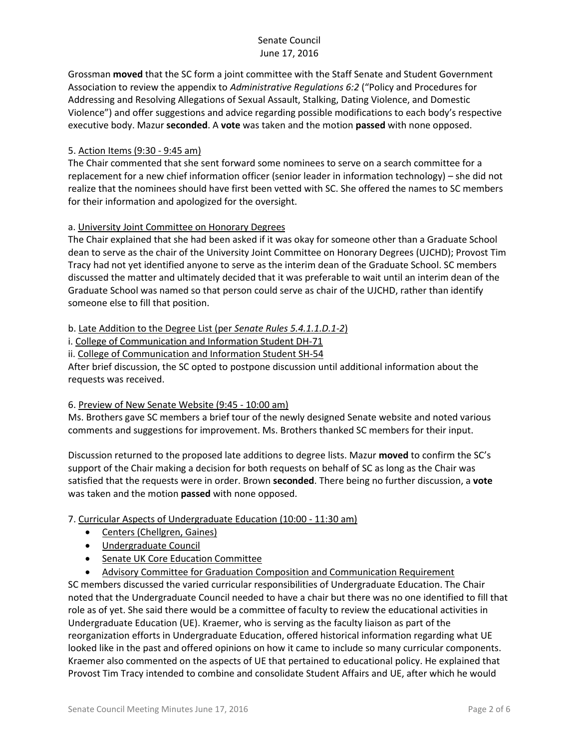Grossman **moved** that the SC form a joint committee with the Staff Senate and Student Government Association to review the appendix to *Administrative Regulations 6:2* ("Policy and Procedures for Addressing and Resolving Allegations of Sexual Assault, Stalking, Dating Violence, and Domestic Violence") and offer suggestions and advice regarding possible modifications to each body's respective executive body. Mazur **seconded**. A **vote** was taken and the motion **passed** with none opposed.

5. Action Items (9:30 - 9:45 am)

The Chair commented that she sent forward some nominees to serve on a search committee for a replacement for a new chief information officer (senior leader in information technology) – she did not realize that the nominees should have first been vetted with SC. She offered the names to SC members for their information and apologized for the oversight.

a. University Joint Committee on Honorary Degrees

The Chair explained that she had been asked if it was okay for someone other than a Graduate School dean to serve as the chair of the University Joint Committee on Honorary Degrees (UJCHD); Provost Tim Tracy had not yet identified anyone to serve as the interim dean of the Graduate School. SC members discussed the matter and ultimately decided that it was preferable to wait until an interim dean of the Graduate School was named so that person could serve as chair of the UJCHD, rather than identify someone else to fill that position.

b. Late Addition to the Degree List (per *Senate Rules 5.4.1.1.D.1-2*)

i. College of Communication and Information Student DH-71

ii. College of Communication and Information Student SH-54

After brief discussion, the SC opted to postpone discussion until additional information about the requests was received.

6. Preview of New Senate Website (9:45 - 10:00 am)

Ms. Brothers gave SC members a brief tour of the newly designed Senate website and noted various comments and suggestions for improvement. Ms. Brothers thanked SC members for their input.

Discussion returned to the proposed late additions to degree lists. Mazur **moved** to confirm the SC's support of the Chair making a decision for both requests on behalf of SC as long as the Chair was satisfied that the requests were in order. Brown **seconded**. There being no further discussion, a **vote** was taken and the motion **passed** with none opposed.

7. Curricular Aspects of Undergraduate Education (10:00 - 11:30 am)

- Centers (Chellgren, Gaines)
- Undergraduate Council
- Senate UK Core Education Committee
- Advisory Committee for Graduation Composition and Communication Requirement

SC members discussed the varied curricular responsibilities of Undergraduate Education. The Chair noted that the Undergraduate Council needed to have a chair but there was no one identified to fill that role as of yet. She said there would be a committee of faculty to review the educational activities in Undergraduate Education (UE). Kraemer, who is serving as the faculty liaison as part of the reorganization efforts in Undergraduate Education, offered historical information regarding what UE looked like in the past and offered opinions on how it came to include so many curricular components. Kraemer also commented on the aspects of UE that pertained to educational policy. He explained that Provost Tim Tracy intended to combine and consolidate Student Affairs and UE, after which he would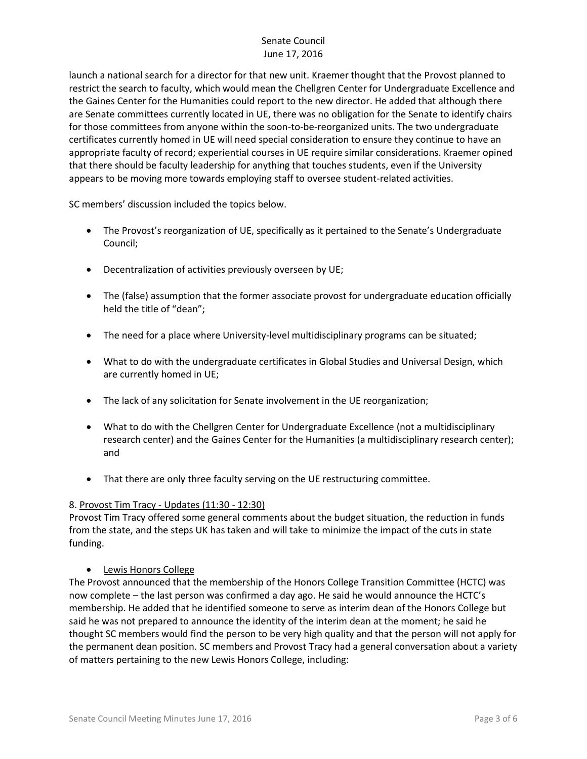launch a national search for a director for that new unit. Kraemer thought that the Provost planned to restrict the search to faculty, which would mean the Chellgren Center for Undergraduate Excellence and the Gaines Center for the Humanities could report to the new director. He added that although there are Senate committees currently located in UE, there was no obligation for the Senate to identify chairs for those committees from anyone within the soon-to-be-reorganized units. The two undergraduate certificates currently homed in UE will need special consideration to ensure they continue to have an appropriate faculty of record; experiential courses in UE require similar considerations. Kraemer opined that there should be faculty leadership for anything that touches students, even if the University appears to be moving more towards employing staff to oversee student-related activities.

SC members' discussion included the topics below.

- The Provost's reorganization of UE, specifically as it pertained to the Senate's Undergraduate Council;
- Decentralization of activities previously overseen by UE;
- The (false) assumption that the former associate provost for undergraduate education officially held the title of "dean";
- The need for a place where University-level multidisciplinary programs can be situated;
- What to do with the undergraduate certificates in Global Studies and Universal Design, which are currently homed in UE;
- The lack of any solicitation for Senate involvement in the UE reorganization;
- What to do with the Chellgren Center for Undergraduate Excellence (not a multidisciplinary research center) and the Gaines Center for the Humanities (a multidisciplinary research center); and
- That there are only three faculty serving on the UE restructuring committee.

8. Provost Tim Tracy - Updates (11:30 - 12:30)

Provost Tim Tracy offered some general comments about the budget situation, the reduction in funds from the state, and the steps UK has taken and will take to minimize the impact of the cuts in state funding.

- Lewis Honors College

The Provost announced that the membership of the Honors College Transition Committee (HCTC) was now complete – the last person was confirmed a day ago. He said he would announce the HCTC's membership. He added that he identified someone to serve as interim dean of the Honors College but said he was not prepared to announce the identity of the interim dean at the moment; he said he thought SC members would find the person to be very high quality and that the person will not apply for the permanent dean position. SC members and Provost Tracy had a general conversation about a variety of matters pertaining to the new Lewis Honors College, including: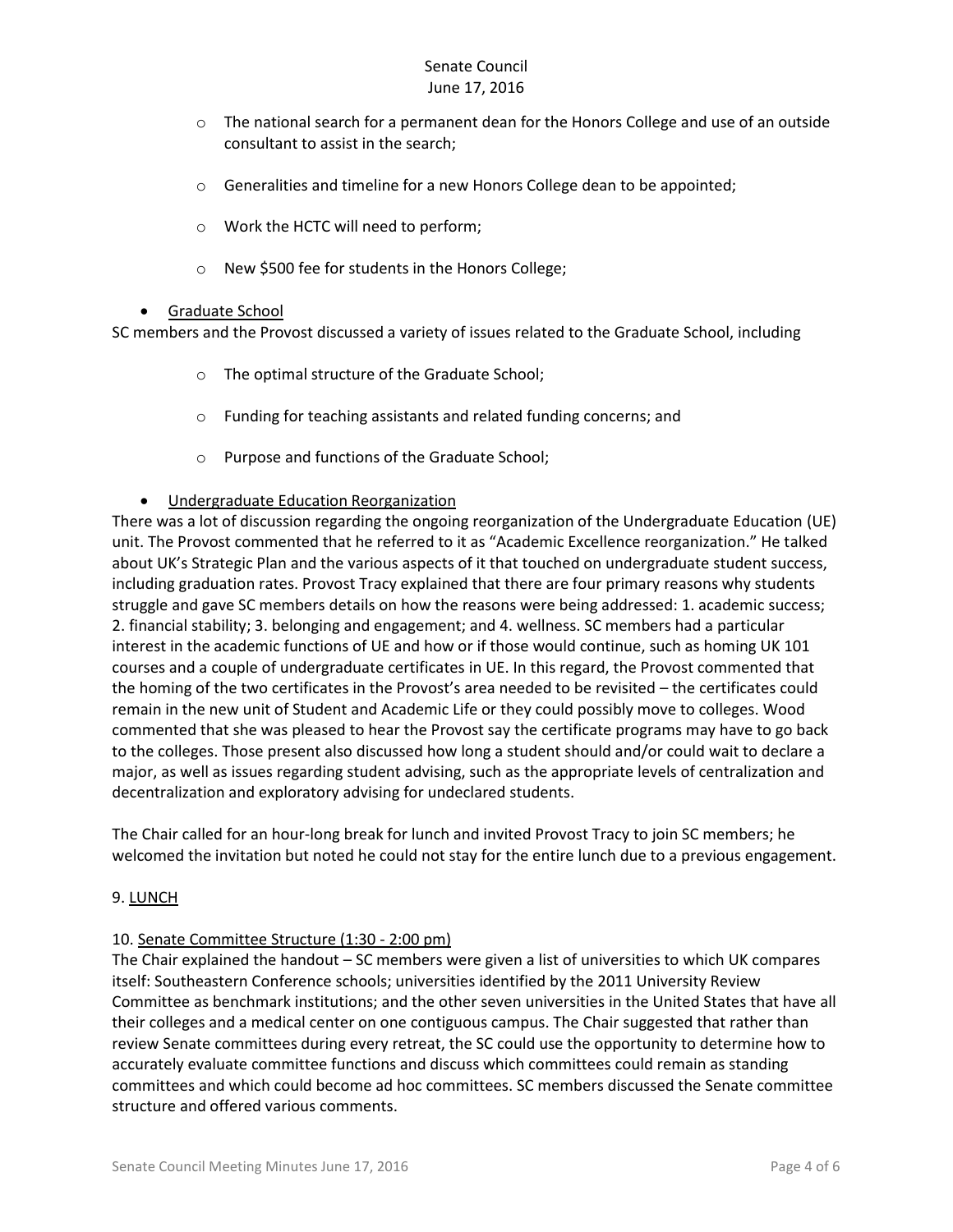- The national search for a permanent dean for the Honors College and use of an outside consultant to assist in the search;
- Generalities and timeline for a new Honors College dean to be appointed;
- Work the HCTC will need to perform;
- New $500 fee for students in the Honors College;

- Graduate School

SC members and the Provost discussed a variety of issues related to the Graduate School, including

- The optimal structure of the Graduate School;
- Funding for teaching assistants and related funding concerns; and
- Purpose and functions of the Graduate School;

- Undergraduate Education Reorganization

There was a lot of discussion regarding the ongoing reorganization of the Undergraduate Education (UE) unit. The Provost commented that he referred to it as "Academic Excellence reorganization." He talked about UK's Strategic Plan and the various aspects of it that touched on undergraduate student success, including graduation rates. Provost Tracy explained that there are four primary reasons why students struggle and gave SC members details on how the reasons were being addressed: 1. academic success; 2. financial stability; 3. belonging and engagement; and 4. wellness. SC members had a particular interest in the academic functions of UE and how or if those would continue, such as homing UK 101 courses and a couple of undergraduate certificates in UE. In this regard, the Provost commented that the homing of the two certificates in the Provost's area needed to be revisited – the certificates could remain in the new unit of Student and Academic Life or they could possibly move to colleges. Wood commented that she was pleased to hear the Provost say the certificate programs may have to go back to the colleges. Those present also discussed how long a student should and/or could wait to declare a major, as well as issues regarding student advising, such as the appropriate levels of centralization and decentralization and exploratory advising for undeclared students.

The Chair called for an hour-long break for lunch and invited Provost Tracy to join SC members; he welcomed the invitation but noted he could not stay for the entire lunch due to a previous engagement.

9. <u>LUNCH</u>

10. <u>Senate Committee Structure (1:30 - 2:00 pm)</u>

The Chair explained the handout – SC members were given a list of universities to which UK compares itself: Southeastern Conference schools; universities identified by the 2011 University Review Committee as benchmark institutions; and the other seven universities in the United States that have all their colleges and a medical center on one contiguous campus. The Chair suggested that rather than review Senate committees during every retreat, the SC could use the opportunity to determine how to accurately evaluate committee functions and discuss which committees could remain as standing committees and which could become ad hoc committees. SC members discussed the Senate committee structure and offered various comments.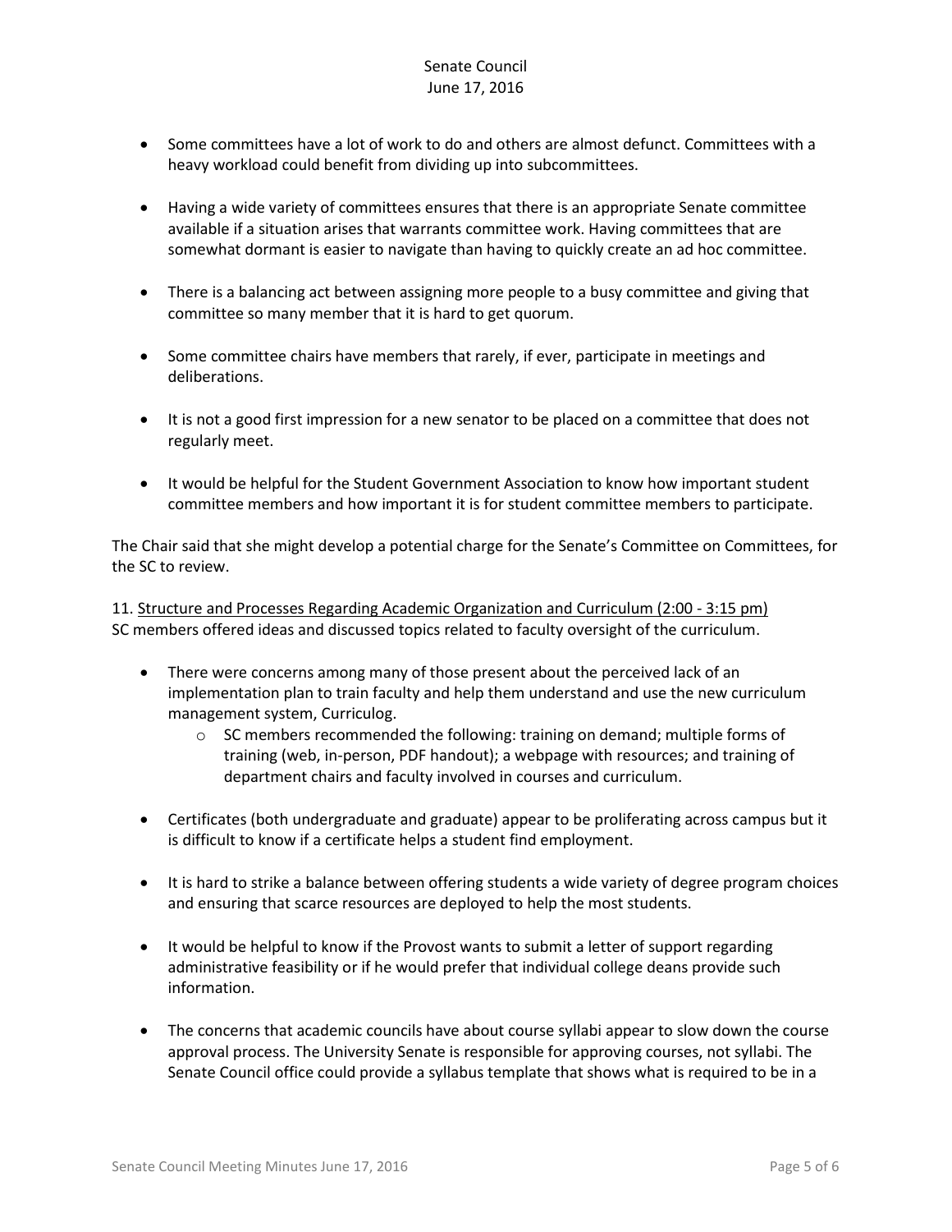- Some committees have a lot of work to do and others are almost defunct. Committees with a heavy workload could benefit from dividing up into subcommittees.

- Having a wide variety of committees ensures that there is an appropriate Senate committee available if a situation arises that warrants committee work. Having committees that are somewhat dormant is easier to navigate than having to quickly create an ad hoc committee.

- There is a balancing act between assigning more people to a busy committee and giving that committee so many member that it is hard to get quorum.

- Some committee chairs have members that rarely, if ever, participate in meetings and deliberations.

- It is not a good first impression for a new senator to be placed on a committee that does not regularly meet.

- It would be helpful for the Student Government Association to know how important student committee members and how important it is for student committee members to participate.

The Chair said that she might develop a potential charge for the Senate's Committee on Committees, for the SC to review.

11. Structure and Processes Regarding Academic Organization and Curriculum (2:00 - 3:15 pm)
SC members offered ideas and discussed topics related to faculty oversight of the curriculum.

- There were concerns among many of those present about the perceived lack of an implementation plan to train faculty and help them understand and use the new curriculum management system, Curriculog.
    - SC members recommended the following: training on demand; multiple forms of training (web, in-person, PDF handout); a webpage with resources; and training of department chairs and faculty involved in courses and curriculum.

- Certificates (both undergraduate and graduate) appear to be proliferating across campus but it is difficult to know if a certificate helps a student find employment.

- It is hard to strike a balance between offering students a wide variety of degree program choices and ensuring that scarce resources are deployed to help the most students.

- It would be helpful to know if the Provost wants to submit a letter of support regarding administrative feasibility or if he would prefer that individual college deans provide such information.

- The concerns that academic councils have about course syllabi appear to slow down the course approval process. The University Senate is responsible for approving courses, not syllabi. The Senate Council office could provide a syllabus template that shows what is required to be in a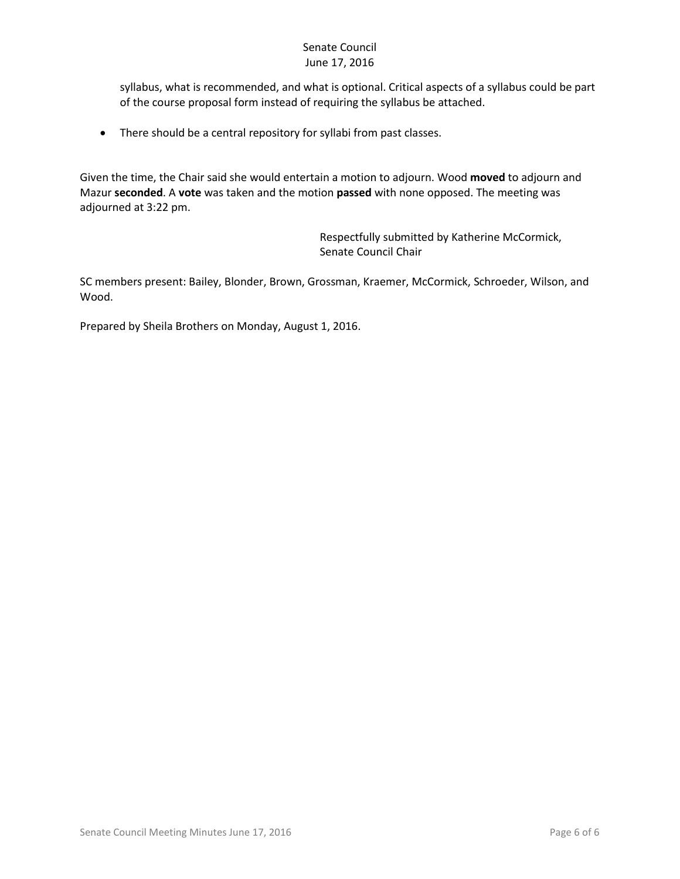syllabus, what is recommended, and what is optional. Critical aspects of a syllabus could be part of the course proposal form instead of requiring the syllabus be attached.

- There should be a central repository for syllabi from past classes.

Given the time, the Chair said she would entertain a motion to adjourn. Wood **moved** to adjourn and Mazur **seconded**. A **vote** was taken and the motion **passed** with none opposed. The meeting was adjourned at 3:22 pm.

Respectfully submitted by Katherine McCormick,
Senate Council Chair

SC members present: Bailey, Blonder, Brown, Grossman, Kraemer, McCormick, Schroeder, Wilson, and Wood.

Prepared by Sheila Brothers on Monday, August 1, 2016.